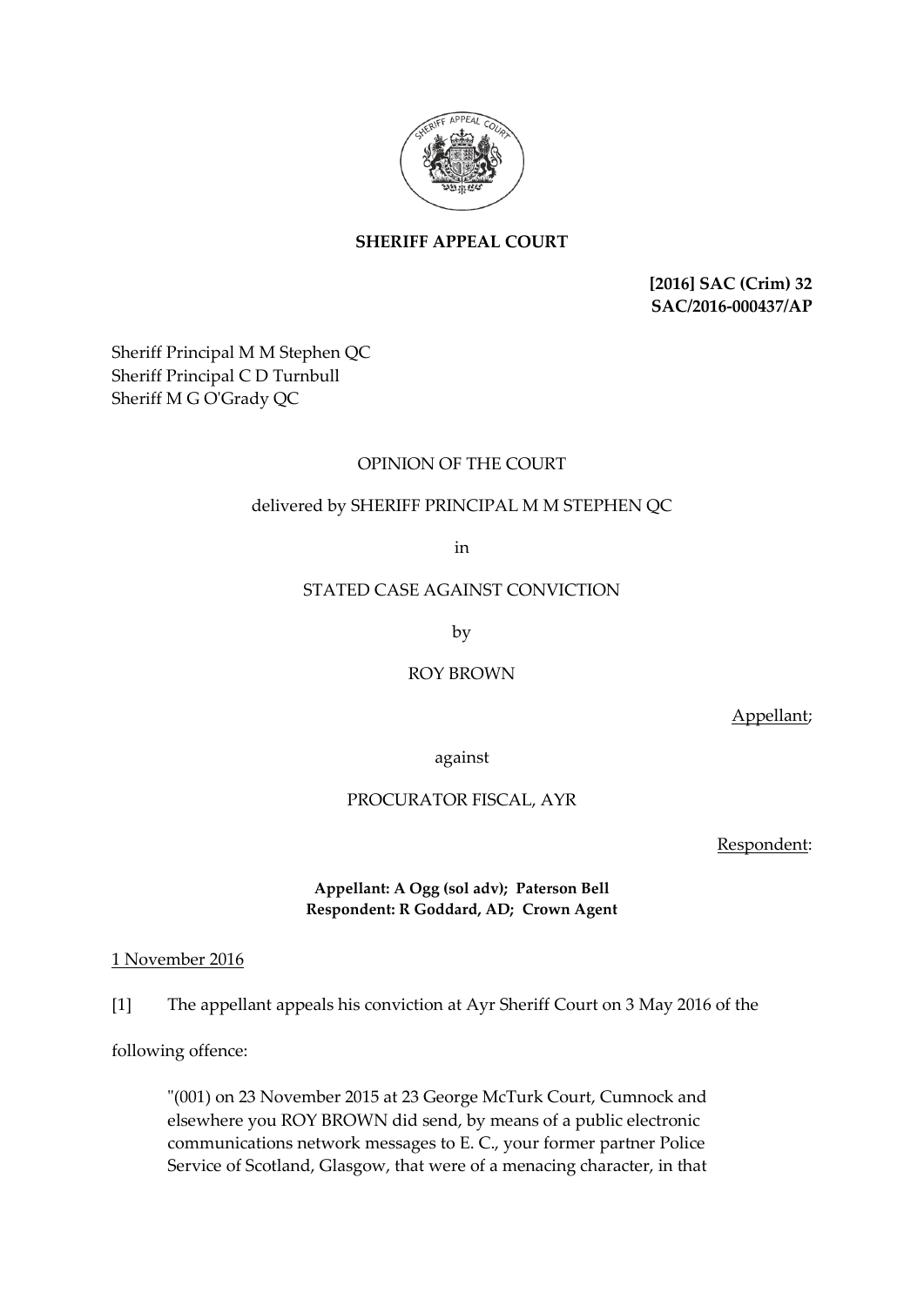**SHERIFF APPEAL COURT**

**[2016] SAC (Crim) 32**
**SAC/2016-000437/AP**

Sheriff Principal M M Stephen QC
Sheriff Principal C D Turnbull
Sheriff M G O'Grady QC

OPINION OF THE COURT

delivered by SHERIFF PRINCIPAL M M STEPHEN QC

in

STATED CASE AGAINST CONVICTION

by

ROY BROWN

Appellant;

against

PROCURATOR FISCAL, AYR

Respondent:

**Appellant: A Ogg (sol adv); Paterson Bell**
**Respondent: R Goddard, AD; Crown Agent**

1 November 2016

[1] The appellant appeals his conviction at Ayr Sheriff Court on 3 May 2016 of the following offence:

> "(001) on 23 November 2015 at 23 George McTurk Court, Cumnock and elsewhere you ROY BROWN did send, by means of a public electronic communications network messages to E. C., your former partner Police Service of Scotland, Glasgow, that were of a menacing character, in that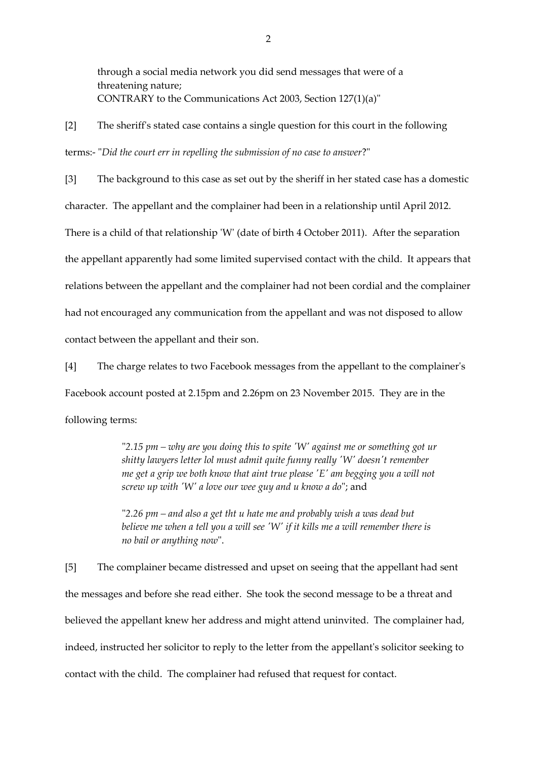through a social media network you did send messages that were of a threatening nature;
CONTRARY to the Communications Act 2003, Section 127(1)(a)"

[2] The sheriff's stated case contains a single question for this court in the following terms:- "*Did the court err in repelling the submission of no case to answer*?"

[3] The background to this case as set out by the sheriff in her stated case has a domestic character. The appellant and the complainer had been in a relationship until April 2012. There is a child of that relationship 'W' (date of birth 4 October 2011). After the separation the appellant apparently had some limited supervised contact with the child. It appears that relations between the appellant and the complainer had not been cordial and the complainer had not encouraged any communication from the appellant and was not disposed to allow contact between the appellant and their son.

[4] The charge relates to two Facebook messages from the appellant to the complainer's Facebook account posted at 2.15pm and 2.26pm on 23 November 2015. They are in the following terms:

> "*2.15 pm – why are you doing this to spite 'W' against me or something got ur shitty lawyers letter lol must admit quite funny really 'W' doesn't remember me get a grip we both know that aint true please 'E' am begging you a will not screw up with 'W' a love our wee guy and u know a do*"; and
>
> "*2.26 pm – and also a get tht u hate me and probably wish a was dead but believe me when a tell you a will see 'W' if it kills me a will remember there is no bail or anything now*".

[5] The complainer became distressed and upset on seeing that the appellant had sent the messages and before she read either. She took the second message to be a threat and believed the appellant knew her address and might attend uninvited. The complainer had, indeed, instructed her solicitor to reply to the letter from the appellant's solicitor seeking to contact with the child. The complainer had refused that request for contact.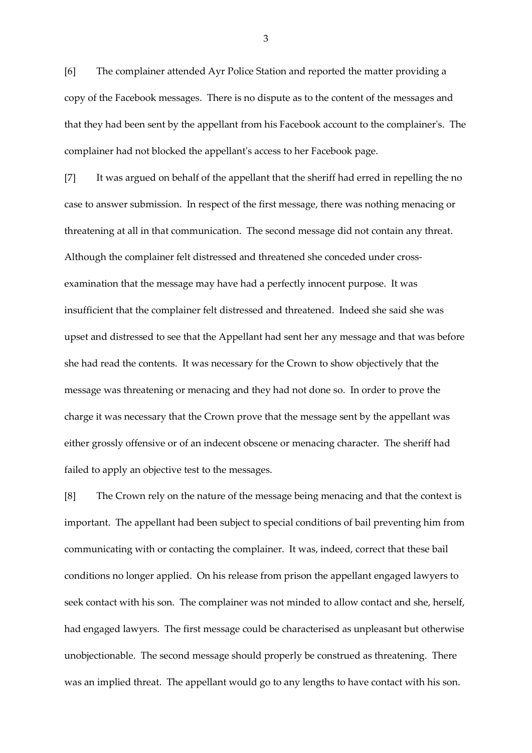[6] The complainer attended Ayr Police Station and reported the matter providing a copy of the Facebook messages. There is no dispute as to the content of the messages and that they had been sent by the appellant from his Facebook account to the complainer's. The complainer had not blocked the appellant's access to her Facebook page.

[7] It was argued on behalf of the appellant that the sheriff had erred in repelling the no case to answer submission. In respect of the first message, there was nothing menacing or threatening at all in that communication. The second message did not contain any threat. Although the complainer felt distressed and threatened she conceded under cross-examination that the message may have had a perfectly innocent purpose. It was insufficient that the complainer felt distressed and threatened. Indeed she said she was upset and distressed to see that the Appellant had sent her any message and that was before she had read the contents. It was necessary for the Crown to show objectively that the message was threatening or menacing and they had not done so. In order to prove the charge it was necessary that the Crown prove that the message sent by the appellant was either grossly offensive or of an indecent obscene or menacing character. The sheriff had failed to apply an objective test to the messages.

[8] The Crown rely on the nature of the message being menacing and that the context is important. The appellant had been subject to special conditions of bail preventing him from communicating with or contacting the complainer. It was, indeed, correct that these bail conditions no longer applied. On his release from prison the appellant engaged lawyers to seek contact with his son. The complainer was not minded to allow contact and she, herself, had engaged lawyers. The first message could be characterised as unpleasant but otherwise unobjectionable. The second message should properly be construed as threatening. There was an implied threat. The appellant would go to any lengths to have contact with his son.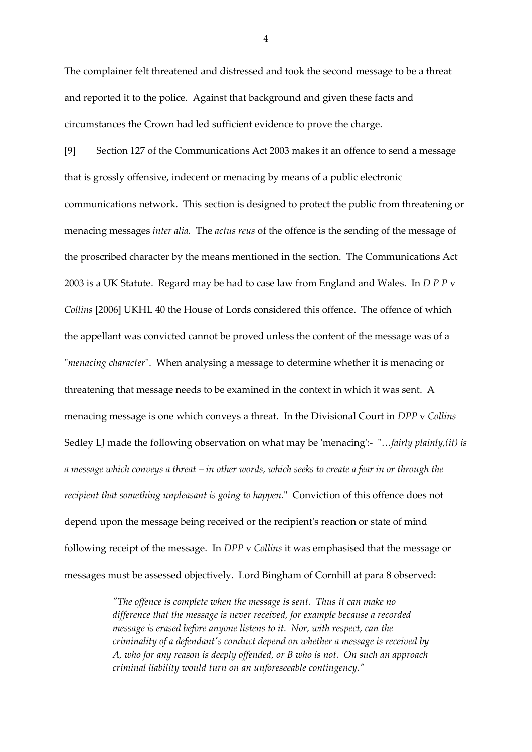The complainer felt threatened and distressed and took the second message to be a threat and reported it to the police. Against that background and given these facts and circumstances the Crown had led sufficient evidence to prove the charge.

[9] Section 127 of the Communications Act 2003 makes it an offence to send a message that is grossly offensive, indecent or menacing by means of a public electronic communications network. This section is designed to protect the public from threatening or menacing messages *inter alia.* The *actus reus* of the offence is the sending of the message of the proscribed character by the means mentioned in the section. The Communications Act 2003 is a UK Statute. Regard may be had to case law from England and Wales. In *D P P* v *Collins* [2006] UKHL 40 the House of Lords considered this offence. The offence of which the appellant was convicted cannot be proved unless the content of the message was of a "*menacing character*". When analysing a message to determine whether it is menacing or threatening that message needs to be examined in the context in which it was sent. A menacing message is one which conveys a threat. In the Divisional Court in *DPP* v *Collins* Sedley LJ made the following observation on what may be 'menacing':- "*…fairly plainly,(it) is a message which conveys a threat – in other words, which seeks to create a fear in or through the recipient that something unpleasant is going to happen.*" Conviction of this offence does not depend upon the message being received or the recipient's reaction or state of mind following receipt of the message. In *DPP* v *Collins* it was emphasised that the message or messages must be assessed objectively. Lord Bingham of Cornhill at para 8 observed:

> *"The offence is complete when the message is sent. Thus it can make no difference that the message is never received, for example because a recorded message is erased before anyone listens to it. Nor, with respect, can the criminality of a defendant's conduct depend on whether a message is received by A, who for any reason is deeply offended, or B who is not. On such an approach criminal liability would turn on an unforeseeable contingency."*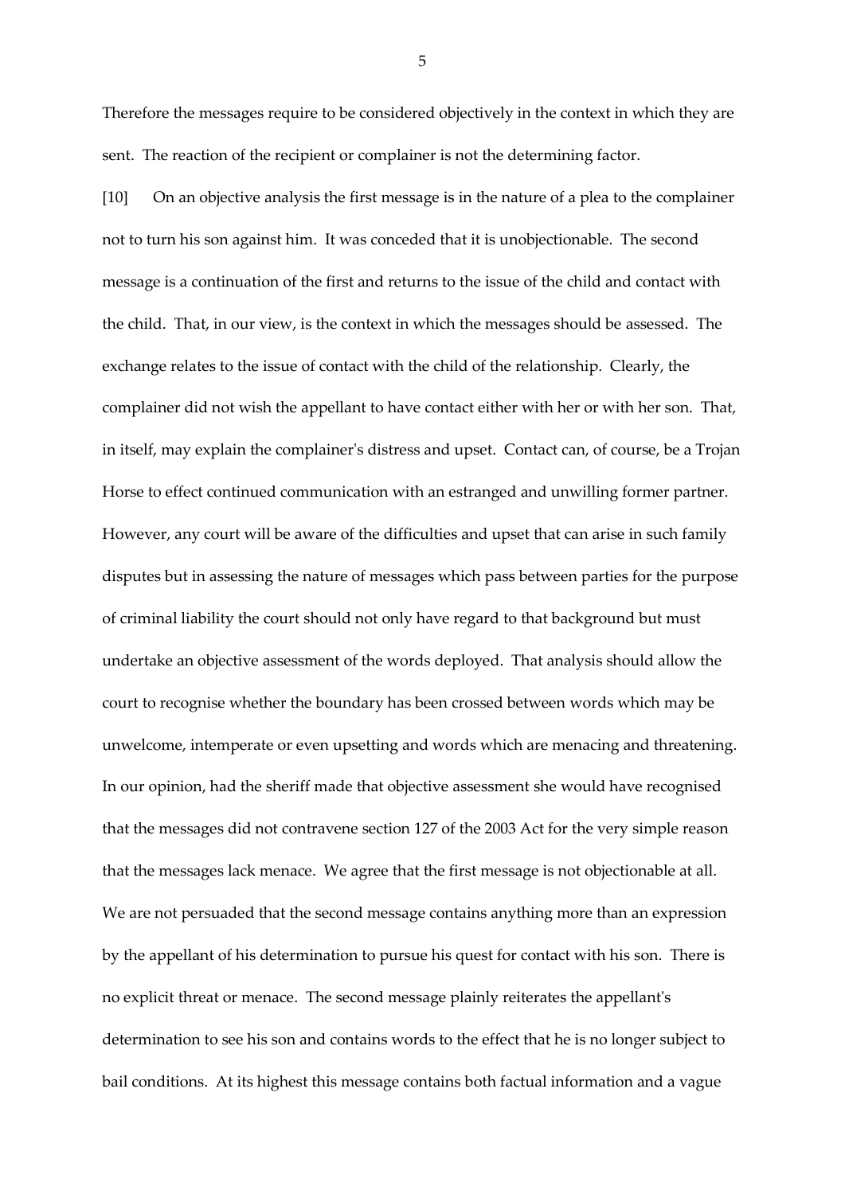Therefore the messages require to be considered objectively in the context in which they are sent. The reaction of the recipient or complainer is not the determining factor.

[10] On an objective analysis the first message is in the nature of a plea to the complainer not to turn his son against him. It was conceded that it is unobjectionable. The second message is a continuation of the first and returns to the issue of the child and contact with the child. That, in our view, is the context in which the messages should be assessed. The exchange relates to the issue of contact with the child of the relationship. Clearly, the complainer did not wish the appellant to have contact either with her or with her son. That, in itself, may explain the complainer's distress and upset. Contact can, of course, be a Trojan Horse to effect continued communication with an estranged and unwilling former partner. However, any court will be aware of the difficulties and upset that can arise in such family disputes but in assessing the nature of messages which pass between parties for the purpose of criminal liability the court should not only have regard to that background but must undertake an objective assessment of the words deployed. That analysis should allow the court to recognise whether the boundary has been crossed between words which may be unwelcome, intemperate or even upsetting and words which are menacing and threatening. In our opinion, had the sheriff made that objective assessment she would have recognised that the messages did not contravene section 127 of the 2003 Act for the very simple reason that the messages lack menace. We agree that the first message is not objectionable at all. We are not persuaded that the second message contains anything more than an expression by the appellant of his determination to pursue his quest for contact with his son. There is no explicit threat or menace. The second message plainly reiterates the appellant's determination to see his son and contains words to the effect that he is no longer subject to bail conditions. At its highest this message contains both factual information and a vague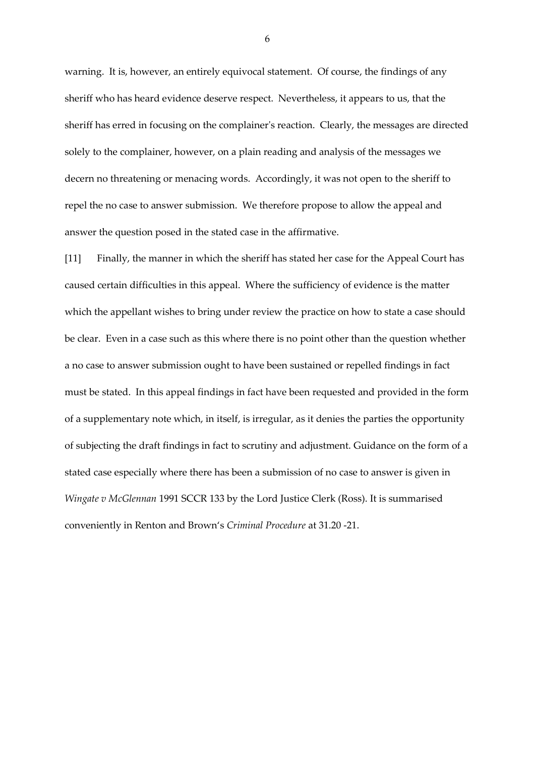warning. It is, however, an entirely equivocal statement. Of course, the findings of any sheriff who has heard evidence deserve respect. Nevertheless, it appears to us, that the sheriff has erred in focusing on the complainer's reaction. Clearly, the messages are directed solely to the complainer, however, on a plain reading and analysis of the messages we decern no threatening or menacing words. Accordingly, it was not open to the sheriff to repel the no case to answer submission. We therefore propose to allow the appeal and answer the question posed in the stated case in the affirmative.

[11] Finally, the manner in which the sheriff has stated her case for the Appeal Court has caused certain difficulties in this appeal. Where the sufficiency of evidence is the matter which the appellant wishes to bring under review the practice on how to state a case should be clear. Even in a case such as this where there is no point other than the question whether a no case to answer submission ought to have been sustained or repelled findings in fact must be stated. In this appeal findings in fact have been requested and provided in the form of a supplementary note which, in itself, is irregular, as it denies the parties the opportunity of subjecting the draft findings in fact to scrutiny and adjustment. Guidance on the form of a stated case especially where there has been a submission of no case to answer is given in *Wingate v McGlennan* 1991 SCCR 133 by the Lord Justice Clerk (Ross). It is summarised conveniently in Renton and Brown's *Criminal Procedure* at 31.20 -21.